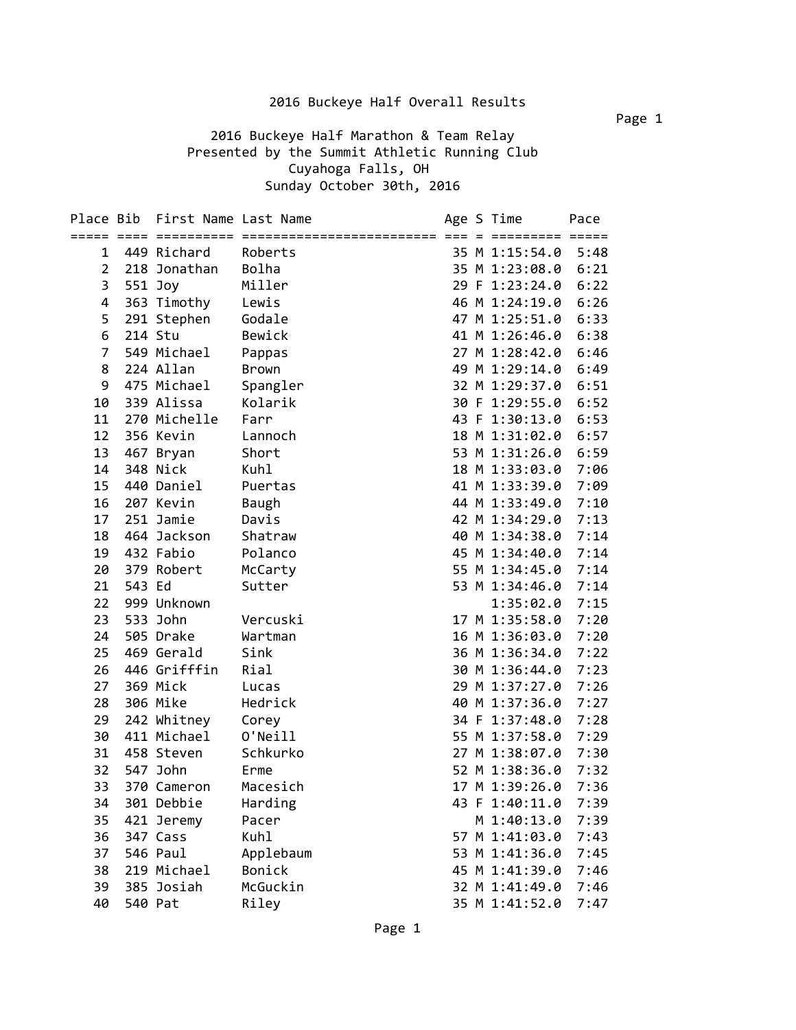# 2016 Buckeye Half Overall Results

## 2016 Buckeye Half Marathon & Team Relay

Presented by the Summit Athletic Running Club

Cuyahoga Falls, OH

Sunday October 30th, 2016

| Place | Bib | First Name | Last Name | Age | S | Time | Pace |
|---|---|---|---|---|---|---|---|
| 1 | 449 | Richard | Roberts | 35 | M | 1:15:54.0 | 5:48 |
| 2 | 218 | Jonathan | Bolha | 35 | M | 1:23:08.0 | 6:21 |
| 3 | 551 | Joy | Miller | 29 | F | 1:23:24.0 | 6:22 |
| 4 | 363 | Timothy | Lewis | 46 | M | 1:24:19.0 | 6:26 |
| 5 | 291 | Stephen | Godale | 47 | M | 1:25:51.0 | 6:33 |
| 6 | 214 | Stu | Bewick | 41 | M | 1:26:46.0 | 6:38 |
| 7 | 549 | Michael | Pappas | 27 | M | 1:28:42.0 | 6:46 |
| 8 | 224 | Allan | Brown | 49 | M | 1:29:14.0 | 6:49 |
| 9 | 475 | Michael | Spangler | 32 | M | 1:29:37.0 | 6:51 |
| 10 | 339 | Alissa | Kolarik | 30 | F | 1:29:55.0 | 6:52 |
| 11 | 270 | Michelle | Farr | 43 | F | 1:30:13.0 | 6:53 |
| 12 | 356 | Kevin | Lannoch | 18 | M | 1:31:02.0 | 6:57 |
| 13 | 467 | Bryan | Short | 53 | M | 1:31:26.0 | 6:59 |
| 14 | 348 | Nick | Kuhl | 18 | M | 1:33:03.0 | 7:06 |
| 15 | 440 | Daniel | Puertas | 41 | M | 1:33:39.0 | 7:09 |
| 16 | 207 | Kevin | Baugh | 44 | M | 1:33:49.0 | 7:10 |
| 17 | 251 | Jamie | Davis | 42 | M | 1:34:29.0 | 7:13 |
| 18 | 464 | Jackson | Shatraw | 40 | M | 1:34:38.0 | 7:14 |
| 19 | 432 | Fabio | Polanco | 45 | M | 1:34:40.0 | 7:14 |
| 20 | 379 | Robert | McCarty | 55 | M | 1:34:45.0 | 7:14 |
| 21 | 543 | Ed | Sutter | 53 | M | 1:34:46.0 | 7:14 |
| 22 | 999 | Unknown | | | | 1:35:02.0 | 7:15 |
| 23 | 533 | John | Vercuski | 17 | M | 1:35:58.0 | 7:20 |
| 24 | 505 | Drake | Wartman | 16 | M | 1:36:03.0 | 7:20 |
| 25 | 469 | Gerald | Sink | 36 | M | 1:36:34.0 | 7:22 |
| 26 | 446 | Grifffin | Rial | 30 | M | 1:36:44.0 | 7:23 |
| 27 | 369 | Mick | Lucas | 29 | M | 1:37:27.0 | 7:26 |
| 28 | 306 | Mike | Hedrick | 40 | M | 1:37:36.0 | 7:27 |
| 29 | 242 | Whitney | Corey | 34 | F | 1:37:48.0 | 7:28 |
| 30 | 411 | Michael | O'Neill | 55 | M | 1:37:58.0 | 7:29 |
| 31 | 458 | Steven | Schkurko | 27 | M | 1:38:07.0 | 7:30 |
| 32 | 547 | John | Erme | 52 | M | 1:38:36.0 | 7:32 |
| 33 | 370 | Cameron | Macesich | 17 | M | 1:39:26.0 | 7:36 |
| 34 | 301 | Debbie | Harding | 43 | F | 1:40:11.0 | 7:39 |
| 35 | 421 | Jeremy | Pacer | | M | 1:40:13.0 | 7:39 |
| 36 | 347 | Cass | Kuhl | 57 | M | 1:41:03.0 | 7:43 |
| 37 | 546 | Paul | Applebaum | 53 | M | 1:41:36.0 | 7:45 |
| 38 | 219 | Michael | Bonick | 45 | M | 1:41:39.0 | 7:46 |
| 39 | 385 | Josiah | McGuckin | 32 | M | 1:41:49.0 | 7:46 |
| 40 | 540 | Pat | Riley | 35 | M | 1:41:52.0 | 7:47 |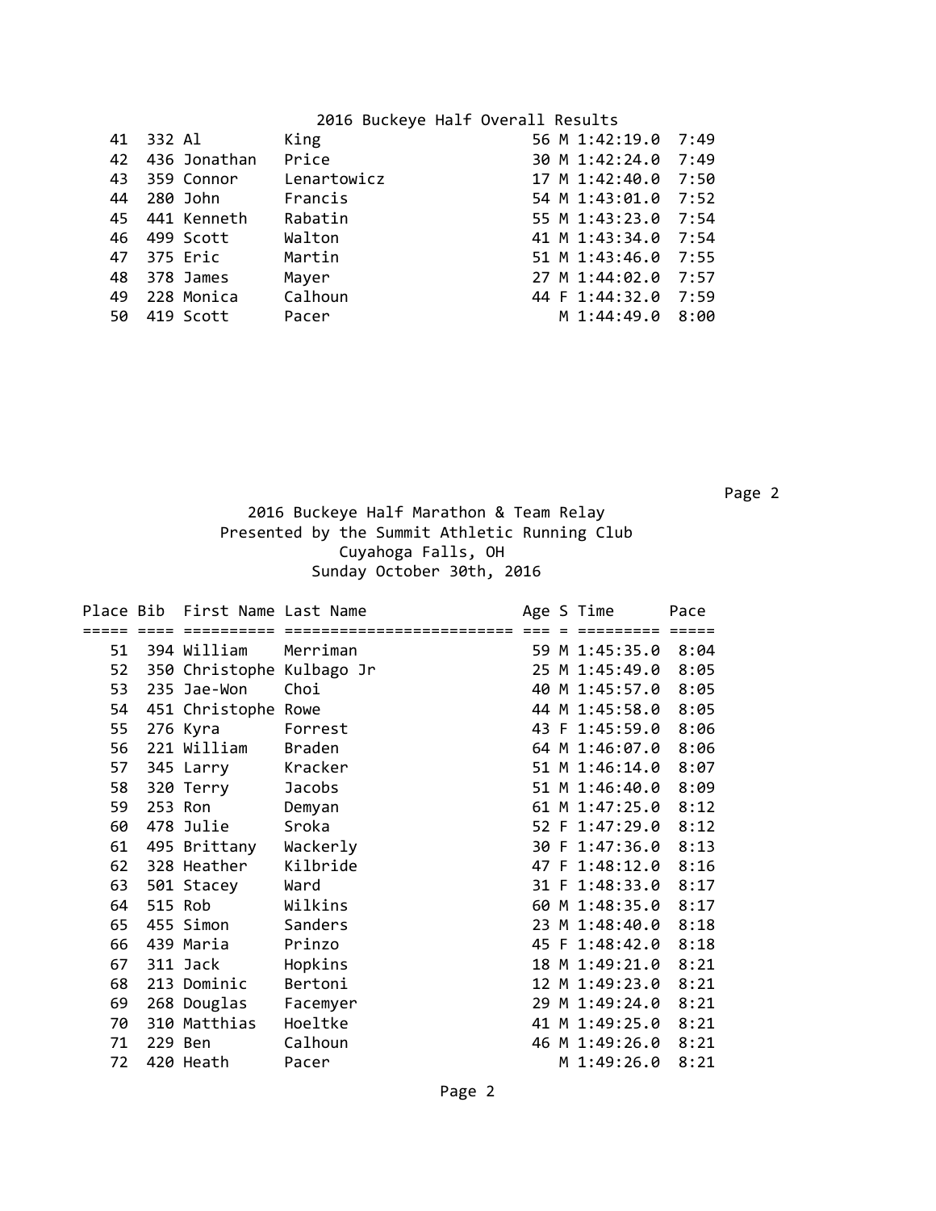2016 Buckeye Half Overall Results

| Place | Bib | First Name | Last Name | Age | S | Time | Pace |
|---|---|---|---|---|---|---|---|
| 41 | 332 | Al | King | 56 | M | 1:42:19.0 | 7:49 |
| 42 | 436 | Jonathan | Price | 30 | M | 1:42:24.0 | 7:49 |
| 43 | 359 | Connor | Lenartowicz | 17 | M | 1:42:40.0 | 7:50 |
| 44 | 280 | John | Francis | 54 | M | 1:43:01.0 | 7:52 |
| 45 | 441 | Kenneth | Rabatin | 55 | M | 1:43:23.0 | 7:54 |
| 46 | 499 | Scott | Walton | 41 | M | 1:43:34.0 | 7:54 |
| 47 | 375 | Eric | Martin | 51 | M | 1:43:46.0 | 7:55 |
| 48 | 378 | James | Mayer | 27 | M | 1:44:02.0 | 7:57 |
| 49 | 228 | Monica | Calhoun | 44 | F | 1:44:32.0 | 7:59 |
| 50 | 419 | Scott | Pacer | | M | 1:44:49.0 | 8:00 |

2016 Buckeye Half Marathon & Team Relay
Presented by the Summit Athletic Running Club
Cuyahoga Falls, OH
Sunday October 30th, 2016

| Place | Bib | First Name | Last Name | Age | S | Time | Pace |
|---|---|---|---|---|---|---|---|
| 51 | 394 | William | Merriman | 59 | M | 1:45:35.0 | 8:04 |
| 52 | 350 | Christophe | Kulbago Jr | 25 | M | 1:45:49.0 | 8:05 |
| 53 | 235 | Jae-Won | Choi | 40 | M | 1:45:57.0 | 8:05 |
| 54 | 451 | Christophe | Rowe | 44 | M | 1:45:58.0 | 8:05 |
| 55 | 276 | Kyra | Forrest | 43 | F | 1:45:59.0 | 8:06 |
| 56 | 221 | William | Braden | 64 | M | 1:46:07.0 | 8:06 |
| 57 | 345 | Larry | Kracker | 51 | M | 1:46:14.0 | 8:07 |
| 58 | 320 | Terry | Jacobs | 51 | M | 1:46:40.0 | 8:09 |
| 59 | 253 | Ron | Demyan | 61 | M | 1:47:25.0 | 8:12 |
| 60 | 478 | Julie | Sroka | 52 | F | 1:47:29.0 | 8:12 |
| 61 | 495 | Brittany | Wackerly | 30 | F | 1:47:36.0 | 8:13 |
| 62 | 328 | Heather | Kilbride | 47 | F | 1:48:12.0 | 8:16 |
| 63 | 501 | Stacey | Ward | 31 | F | 1:48:33.0 | 8:17 |
| 64 | 515 | Rob | Wilkins | 60 | M | 1:48:35.0 | 8:17 |
| 65 | 455 | Simon | Sanders | 23 | M | 1:48:40.0 | 8:18 |
| 66 | 439 | Maria | Prinzo | 45 | F | 1:48:42.0 | 8:18 |
| 67 | 311 | Jack | Hopkins | 18 | M | 1:49:21.0 | 8:21 |
| 68 | 213 | Dominic | Bertoni | 12 | M | 1:49:23.0 | 8:21 |
| 69 | 268 | Douglas | Facemyer | 29 | M | 1:49:24.0 | 8:21 |
| 70 | 310 | Matthias | Hoeltke | 41 | M | 1:49:25.0 | 8:21 |
| 71 | 229 | Ben | Calhoun | 46 | M | 1:49:26.0 | 8:21 |
| 72 | 420 | Heath | Pacer | | M | 1:49:26.0 | 8:21 |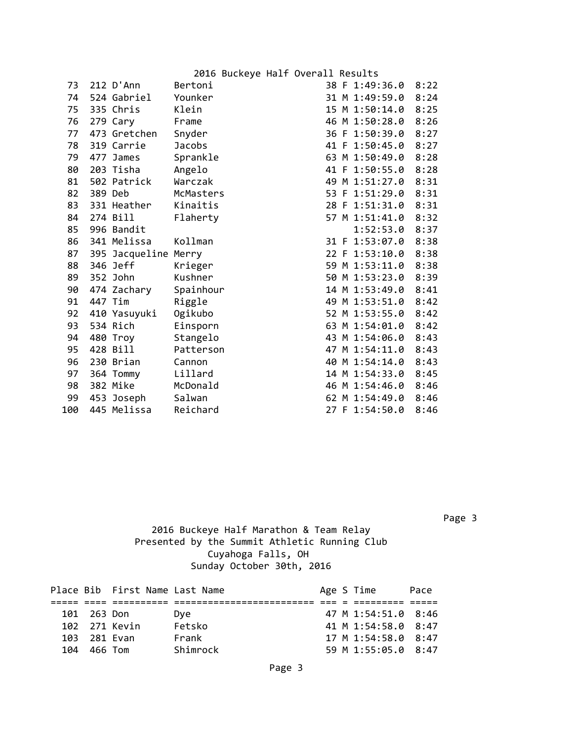2016 Buckeye Half Overall Results

| Place | Bib | First Name | Last Name | Age | S | Time | Pace |
|---|---|---|---|---|---|---|---|
| 73 | 212 | D'Ann | Bertoni | 38 | F | 1:49:36.0 | 8:22 |
| 74 | 524 | Gabriel | Younker | 31 | M | 1:49:59.0 | 8:24 |
| 75 | 335 | Chris | Klein | 15 | M | 1:50:14.0 | 8:25 |
| 76 | 279 | Cary | Frame | 46 | M | 1:50:28.0 | 8:26 |
| 77 | 473 | Gretchen | Snyder | 36 | F | 1:50:39.0 | 8:27 |
| 78 | 319 | Carrie | Jacobs | 41 | F | 1:50:45.0 | 8:27 |
| 79 | 477 | James | Sprankle | 63 | M | 1:50:49.0 | 8:28 |
| 80 | 203 | Tisha | Angelo | 41 | F | 1:50:55.0 | 8:28 |
| 81 | 502 | Patrick | Warczak | 49 | M | 1:51:27.0 | 8:31 |
| 82 | 389 | Deb | McMasters | 53 | F | 1:51:29.0 | 8:31 |
| 83 | 331 | Heather | Kinaitis | 28 | F | 1:51:31.0 | 8:31 |
| 84 | 274 | Bill | Flaherty | 57 | M | 1:51:41.0 | 8:32 |
| 85 | 996 | Bandit | | | | 1:52:53.0 | 8:37 |
| 86 | 341 | Melissa | Kollman | 31 | F | 1:53:07.0 | 8:38 |
| 87 | 395 | Jacqueline | Merry | 22 | F | 1:53:10.0 | 8:38 |
| 88 | 346 | Jeff | Krieger | 59 | M | 1:53:11.0 | 8:38 |
| 89 | 352 | John | Kushner | 50 | M | 1:53:23.0 | 8:39 |
| 90 | 474 | Zachary | Spainhour | 14 | M | 1:53:49.0 | 8:41 |
| 91 | 447 | Tim | Riggle | 49 | M | 1:53:51.0 | 8:42 |
| 92 | 410 | Yasuyuki | Ogikubo | 52 | M | 1:53:55.0 | 8:42 |
| 93 | 534 | Rich | Einsporn | 63 | M | 1:54:01.0 | 8:42 |
| 94 | 480 | Troy | Stangelo | 43 | M | 1:54:06.0 | 8:43 |
| 95 | 428 | Bill | Patterson | 47 | M | 1:54:11.0 | 8:43 |
| 96 | 230 | Brian | Cannon | 40 | M | 1:54:14.0 | 8:43 |
| 97 | 364 | Tommy | Lillard | 14 | M | 1:54:33.0 | 8:45 |
| 98 | 382 | Mike | McDonald | 46 | M | 1:54:46.0 | 8:46 |
| 99 | 453 | Joseph | Salwan | 62 | M | 1:54:49.0 | 8:46 |
| 100 | 445 | Melissa | Reichard | 27 | F | 1:54:50.0 | 8:46 |

2016 Buckeye Half Marathon & Team Relay
Presented by the Summit Athletic Running Club
Cuyahoga Falls, OH
Sunday October 30th, 2016

| Place | Bib | First Name | Last Name | Age | S | Time | Pace |
|---|---|---|---|---|---|---|---|
| 101 | 263 | Don | Dye | 47 | M | 1:54:51.0 | 8:46 |
| 102 | 271 | Kevin | Fetsko | 41 | M | 1:54:58.0 | 8:47 |
| 103 | 281 | Evan | Frank | 17 | M | 1:54:58.0 | 8:47 |
| 104 | 466 | Tom | Shimrock | 59 | M | 1:55:05.0 | 8:47 |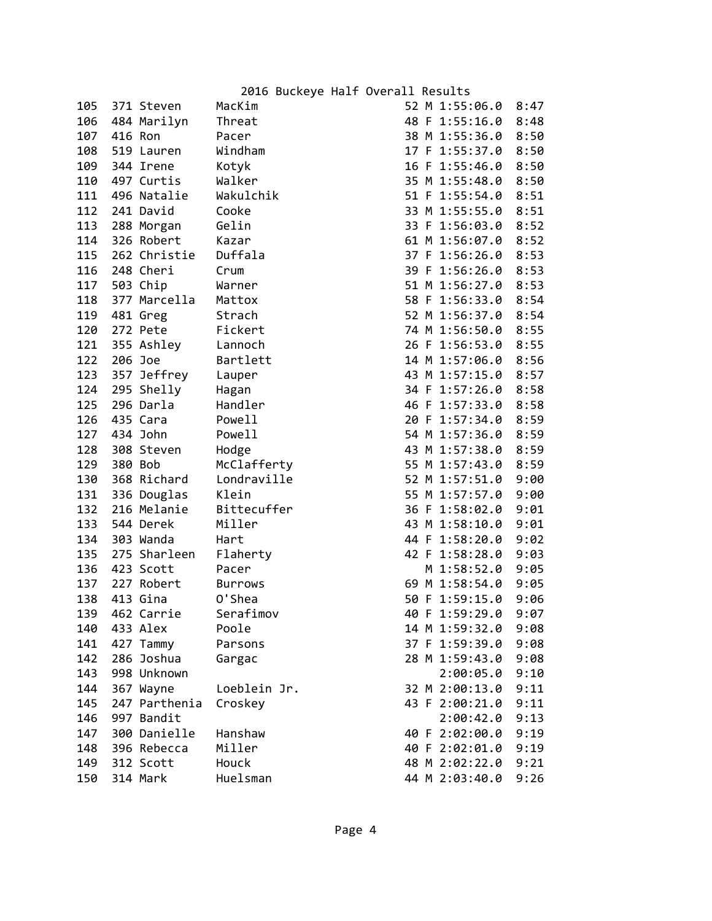# 2016 Buckeye Half Overall Results

| Place | Bib | First Name | Last Name | Age | Sex | Time | Pace |
|---|---|---|---|---|---|---|---|
| 105 | 371 | Steven | MacKim | 52 | M | 1:55:06.0 | 8:47 |
| 106 | 484 | Marilyn | Threat | 48 | F | 1:55:16.0 | 8:48 |
| 107 | 416 | Ron | Pacer | 38 | M | 1:55:36.0 | 8:50 |
| 108 | 519 | Lauren | Windham | 17 | F | 1:55:37.0 | 8:50 |
| 109 | 344 | Irene | Kotyk | 16 | F | 1:55:46.0 | 8:50 |
| 110 | 497 | Curtis | Walker | 35 | M | 1:55:48.0 | 8:50 |
| 111 | 496 | Natalie | Wakulchik | 51 | F | 1:55:54.0 | 8:51 |
| 112 | 241 | David | Cooke | 33 | M | 1:55:55.0 | 8:51 |
| 113 | 288 | Morgan | Gelin | 33 | F | 1:56:03.0 | 8:52 |
| 114 | 326 | Robert | Kazar | 61 | M | 1:56:07.0 | 8:52 |
| 115 | 262 | Christie | Duffala | 37 | F | 1:56:26.0 | 8:53 |
| 116 | 248 | Cheri | Crum | 39 | F | 1:56:26.0 | 8:53 |
| 117 | 503 | Chip | Warner | 51 | M | 1:56:27.0 | 8:53 |
| 118 | 377 | Marcella | Mattox | 58 | F | 1:56:33.0 | 8:54 |
| 119 | 481 | Greg | Strach | 52 | M | 1:56:37.0 | 8:54 |
| 120 | 272 | Pete | Fickert | 74 | M | 1:56:50.0 | 8:55 |
| 121 | 355 | Ashley | Lannoch | 26 | F | 1:56:53.0 | 8:55 |
| 122 | 206 | Joe | Bartlett | 14 | M | 1:57:06.0 | 8:56 |
| 123 | 357 | Jeffrey | Lauper | 43 | M | 1:57:15.0 | 8:57 |
| 124 | 295 | Shelly | Hagan | 34 | F | 1:57:26.0 | 8:58 |
| 125 | 296 | Darla | Handler | 46 | F | 1:57:33.0 | 8:58 |
| 126 | 435 | Cara | Powell | 20 | F | 1:57:34.0 | 8:59 |
| 127 | 434 | John | Powell | 54 | M | 1:57:36.0 | 8:59 |
| 128 | 308 | Steven | Hodge | 43 | M | 1:57:38.0 | 8:59 |
| 129 | 380 | Bob | McClafferty | 55 | M | 1:57:43.0 | 8:59 |
| 130 | 368 | Richard | Londraville | 52 | M | 1:57:51.0 | 9:00 |
| 131 | 336 | Douglas | Klein | 55 | M | 1:57:57.0 | 9:00 |
| 132 | 216 | Melanie | Bittecuffer | 36 | F | 1:58:02.0 | 9:01 |
| 133 | 544 | Derek | Miller | 43 | M | 1:58:10.0 | 9:01 |
| 134 | 303 | Wanda | Hart | 44 | F | 1:58:20.0 | 9:02 |
| 135 | 275 | Sharleen | Flaherty | 42 | F | 1:58:28.0 | 9:03 |
| 136 | 423 | Scott | Pacer | | M | 1:58:52.0 | 9:05 |
| 137 | 227 | Robert | Burrows | 69 | M | 1:58:54.0 | 9:05 |
| 138 | 413 | Gina | O'Shea | 50 | F | 1:59:15.0 | 9:06 |
| 139 | 462 | Carrie | Serafimov | 40 | F | 1:59:29.0 | 9:07 |
| 140 | 433 | Alex | Poole | 14 | M | 1:59:32.0 | 9:08 |
| 141 | 427 | Tammy | Parsons | 37 | F | 1:59:39.0 | 9:08 |
| 142 | 286 | Joshua | Gargac | 28 | M | 1:59:43.0 | 9:08 |
| 143 | 998 | Unknown | | | | 2:00:05.0 | 9:10 |
| 144 | 367 | Wayne | Loeblein Jr. | 32 | M | 2:00:13.0 | 9:11 |
| 145 | 247 | Parthenia | Croskey | 43 | F | 2:00:21.0 | 9:11 |
| 146 | 997 | Bandit | | | | 2:00:42.0 | 9:13 |
| 147 | 300 | Danielle | Hanshaw | 40 | F | 2:02:00.0 | 9:19 |
| 148 | 396 | Rebecca | Miller | 40 | F | 2:02:01.0 | 9:19 |
| 149 | 312 | Scott | Houck | 48 | M | 2:02:22.0 | 9:21 |
| 150 | 314 | Mark | Huelsman | 44 | M | 2:03:40.0 | 9:26 |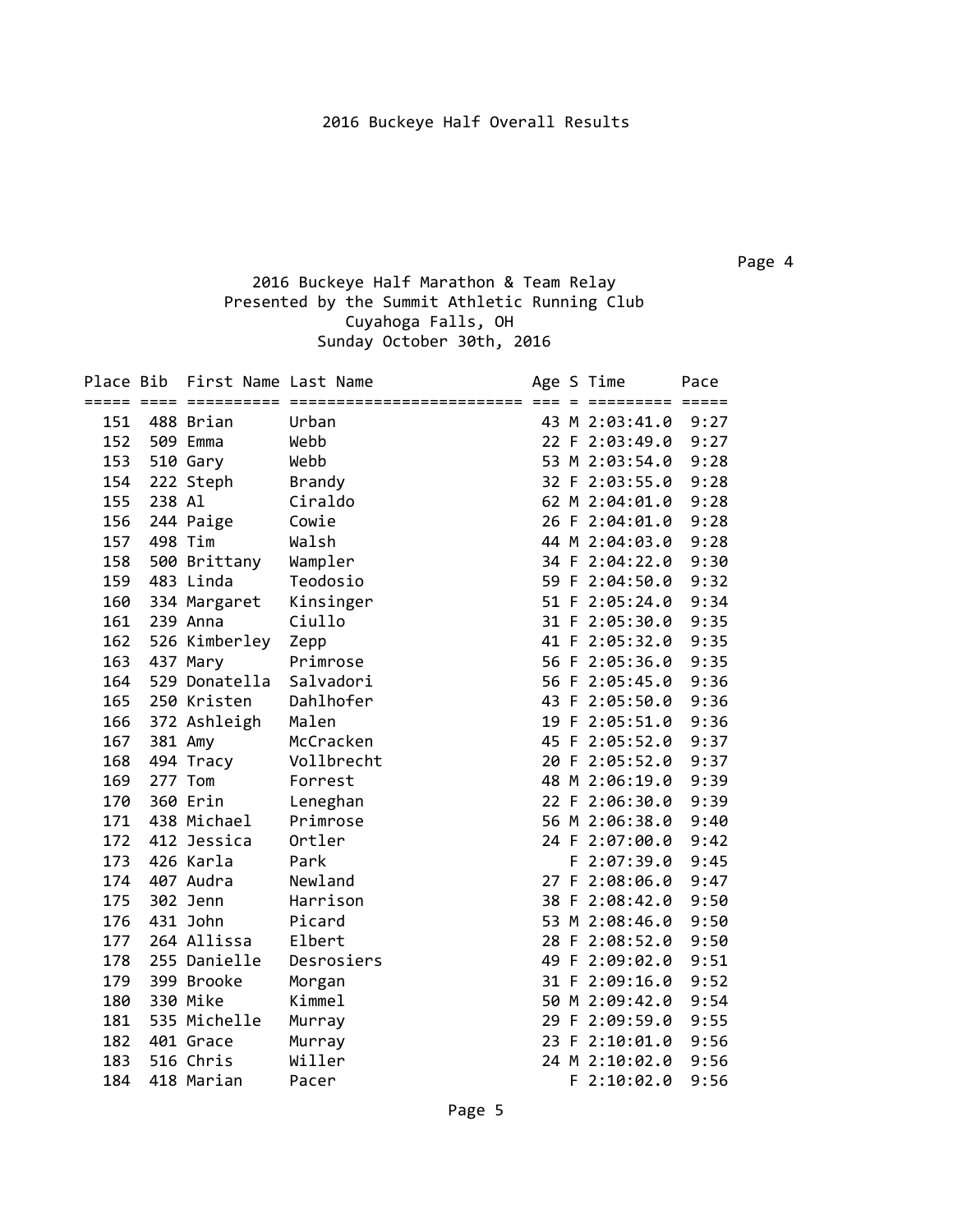2016 Buckeye Half Overall Results

2016 Buckeye Half Marathon & Team Relay
Presented by the Summit Athletic Running Club
Cuyahoga Falls, OH
Sunday October 30th, 2016

| Place | Bib | First Name | Last Name | Age | S | Time | Pace |
|---|---|---|---|---|---|---|---|
| 151 | 488 | Brian | Urban | 43 | M | 2:03:41.0 | 9:27 |
| 152 | 509 | Emma | Webb | 22 | F | 2:03:49.0 | 9:27 |
| 153 | 510 | Gary | Webb | 53 | M | 2:03:54.0 | 9:28 |
| 154 | 222 | Steph | Brandy | 32 | F | 2:03:55.0 | 9:28 |
| 155 | 238 | Al | Ciraldo | 62 | M | 2:04:01.0 | 9:28 |
| 156 | 244 | Paige | Cowie | 26 | F | 2:04:01.0 | 9:28 |
| 157 | 498 | Tim | Walsh | 44 | M | 2:04:03.0 | 9:28 |
| 158 | 500 | Brittany | Wampler | 34 | F | 2:04:22.0 | 9:30 |
| 159 | 483 | Linda | Teodosio | 59 | F | 2:04:50.0 | 9:32 |
| 160 | 334 | Margaret | Kinsinger | 51 | F | 2:05:24.0 | 9:34 |
| 161 | 239 | Anna | Ciullo | 31 | F | 2:05:30.0 | 9:35 |
| 162 | 526 | Kimberley | Zepp | 41 | F | 2:05:32.0 | 9:35 |
| 163 | 437 | Mary | Primrose | 56 | F | 2:05:36.0 | 9:35 |
| 164 | 529 | Donatella | Salvadori | 56 | F | 2:05:45.0 | 9:36 |
| 165 | 250 | Kristen | Dahlhofer | 43 | F | 2:05:50.0 | 9:36 |
| 166 | 372 | Ashleigh | Malen | 19 | F | 2:05:51.0 | 9:36 |
| 167 | 381 | Amy | McCracken | 45 | F | 2:05:52.0 | 9:37 |
| 168 | 494 | Tracy | Vollbrecht | 20 | F | 2:05:52.0 | 9:37 |
| 169 | 277 | Tom | Forrest | 48 | M | 2:06:19.0 | 9:39 |
| 170 | 360 | Erin | Leneghan | 22 | F | 2:06:30.0 | 9:39 |
| 171 | 438 | Michael | Primrose | 56 | M | 2:06:38.0 | 9:40 |
| 172 | 412 | Jessica | Ortler | 24 | F | 2:07:00.0 | 9:42 |
| 173 | 426 | Karla | Park | | F | 2:07:39.0 | 9:45 |
| 174 | 407 | Audra | Newland | 27 | F | 2:08:06.0 | 9:47 |
| 175 | 302 | Jenn | Harrison | 38 | F | 2:08:42.0 | 9:50 |
| 176 | 431 | John | Picard | 53 | M | 2:08:46.0 | 9:50 |
| 177 | 264 | Allissa | Elbert | 28 | F | 2:08:52.0 | 9:50 |
| 178 | 255 | Danielle | Desrosiers | 49 | F | 2:09:02.0 | 9:51 |
| 179 | 399 | Brooke | Morgan | 31 | F | 2:09:16.0 | 9:52 |
| 180 | 330 | Mike | Kimmel | 50 | M | 2:09:42.0 | 9:54 |
| 181 | 535 | Michelle | Murray | 29 | F | 2:09:59.0 | 9:55 |
| 182 | 401 | Grace | Murray | 23 | F | 2:10:01.0 | 9:56 |
| 183 | 516 | Chris | Willer | 24 | M | 2:10:02.0 | 9:56 |
| 184 | 418 | Marian | Pacer | | F | 2:10:02.0 | 9:56 |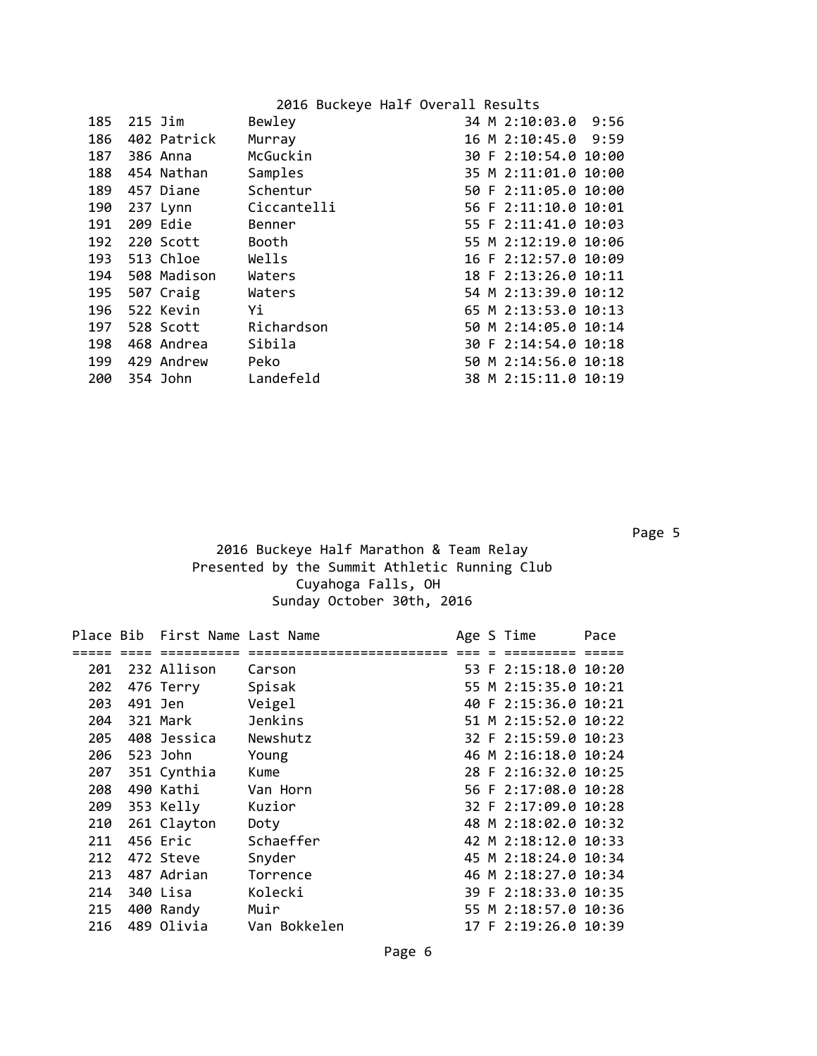2016 Buckeye Half Overall Results

| Place | Bib | First Name | Last Name | Age | S | Time | Pace |
|---|---|---|---|---|---|---|---|
| 185 | 215 | Jim | Bewley | 34 | M | 2:10:03.0 | 9:56 |
| 186 | 402 | Patrick | Murray | 16 | M | 2:10:45.0 | 9:59 |
| 187 | 386 | Anna | McGuckin | 30 | F | 2:10:54.0 | 10:00 |
| 188 | 454 | Nathan | Samples | 35 | M | 2:11:01.0 | 10:00 |
| 189 | 457 | Diane | Schentur | 50 | F | 2:11:05.0 | 10:00 |
| 190 | 237 | Lynn | Ciccantelli | 56 | F | 2:11:10.0 | 10:01 |
| 191 | 209 | Edie | Benner | 55 | F | 2:11:41.0 | 10:03 |
| 192 | 220 | Scott | Booth | 55 | M | 2:12:19.0 | 10:06 |
| 193 | 513 | Chloe | Wells | 16 | F | 2:12:57.0 | 10:09 |
| 194 | 508 | Madison | Waters | 18 | F | 2:13:26.0 | 10:11 |
| 195 | 507 | Craig | Waters | 54 | M | 2:13:39.0 | 10:12 |
| 196 | 522 | Kevin | Yi | 65 | M | 2:13:53.0 | 10:13 |
| 197 | 528 | Scott | Richardson | 50 | M | 2:14:05.0 | 10:14 |
| 198 | 468 | Andrea | Sibila | 30 | F | 2:14:54.0 | 10:18 |
| 199 | 429 | Andrew | Peko | 50 | M | 2:14:56.0 | 10:18 |
| 200 | 354 | John | Landefeld | 38 | M | 2:15:11.0 | 10:19 |

2016 Buckeye Half Marathon & Team Relay
Presented by the Summit Athletic Running Club
Cuyahoga Falls, OH
Sunday October 30th, 2016

| Place | Bib | First Name | Last Name | Age | S | Time | Pace |
|---|---|---|---|---|---|---|---|
| 201 | 232 | Allison | Carson | 53 | F | 2:15:18.0 | 10:20 |
| 202 | 476 | Terry | Spisak | 55 | M | 2:15:35.0 | 10:21 |
| 203 | 491 | Jen | Veigel | 40 | F | 2:15:36.0 | 10:21 |
| 204 | 321 | Mark | Jenkins | 51 | M | 2:15:52.0 | 10:22 |
| 205 | 408 | Jessica | Newshutz | 32 | F | 2:15:59.0 | 10:23 |
| 206 | 523 | John | Young | 46 | M | 2:16:18.0 | 10:24 |
| 207 | 351 | Cynthia | Kume | 28 | F | 2:16:32.0 | 10:25 |
| 208 | 490 | Kathi | Van Horn | 56 | F | 2:17:08.0 | 10:28 |
| 209 | 353 | Kelly | Kuzior | 32 | F | 2:17:09.0 | 10:28 |
| 210 | 261 | Clayton | Doty | 48 | M | 2:18:02.0 | 10:32 |
| 211 | 456 | Eric | Schaeffer | 42 | M | 2:18:12.0 | 10:33 |
| 212 | 472 | Steve | Snyder | 45 | M | 2:18:24.0 | 10:34 |
| 213 | 487 | Adrian | Torrence | 46 | M | 2:18:27.0 | 10:34 |
| 214 | 340 | Lisa | Kolecki | 39 | F | 2:18:33.0 | 10:35 |
| 215 | 400 | Randy | Muir | 55 | M | 2:18:57.0 | 10:36 |
| 216 | 489 | Olivia | Van Bokkelen | 17 | F | 2:19:26.0 | 10:39 |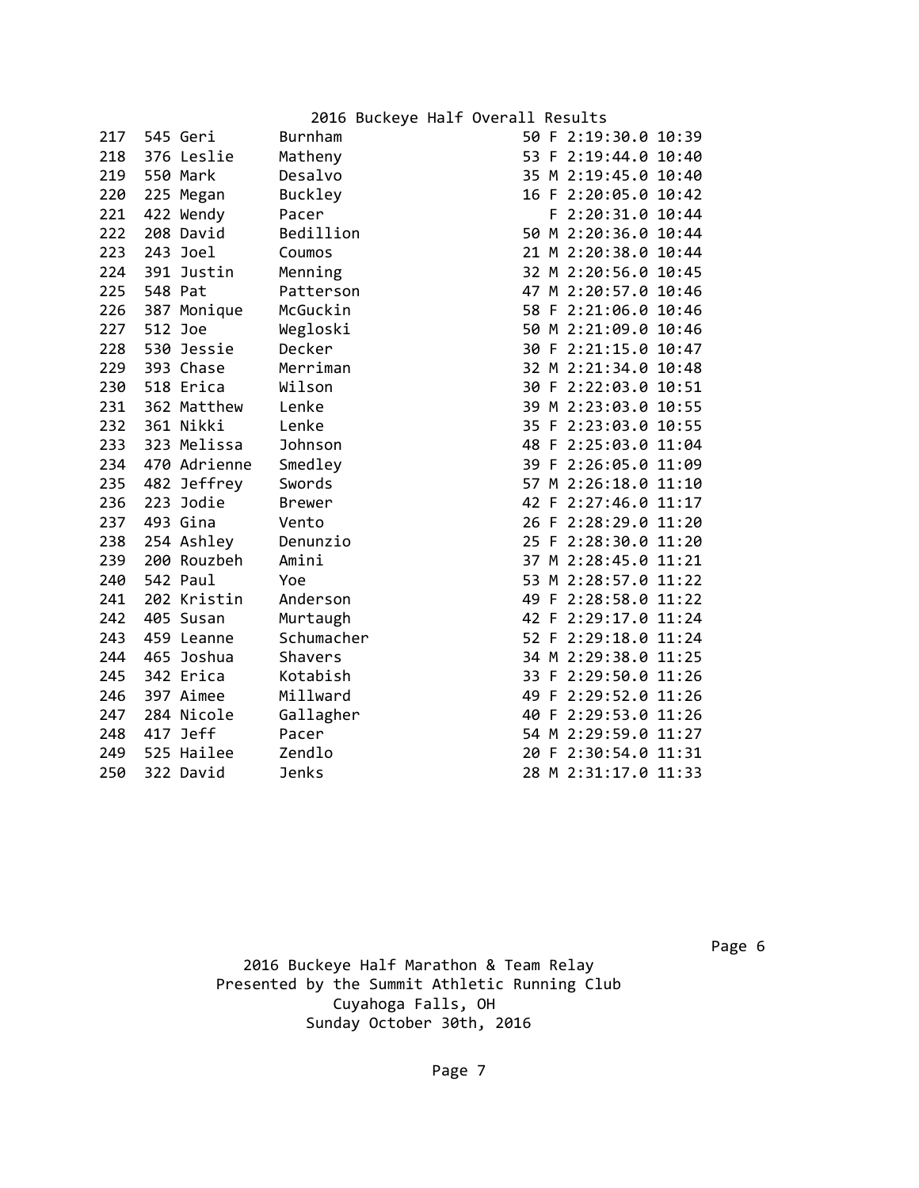2016 Buckeye Half Overall Results

| Place | Bib | First Name | Last Name | Age | Sex | Time | Pace |
|---|---|---|---|---|---|---|---|
| 217 | 545 | Geri | Burnham | 50 | F | 2:19:30.0 | 10:39 |
| 218 | 376 | Leslie | Matheny | 53 | F | 2:19:44.0 | 10:40 |
| 219 | 550 | Mark | Desalvo | 35 | M | 2:19:45.0 | 10:40 |
| 220 | 225 | Megan | Buckley | 16 | F | 2:20:05.0 | 10:42 |
| 221 | 422 | Wendy | Pacer | | F | 2:20:31.0 | 10:44 |
| 222 | 208 | David | Bedillion | 50 | M | 2:20:36.0 | 10:44 |
| 223 | 243 | Joel | Coumos | 21 | M | 2:20:38.0 | 10:44 |
| 224 | 391 | Justin | Menning | 32 | M | 2:20:56.0 | 10:45 |
| 225 | 548 | Pat | Patterson | 47 | M | 2:20:57.0 | 10:46 |
| 226 | 387 | Monique | McGuckin | 58 | F | 2:21:06.0 | 10:46 |
| 227 | 512 | Joe | Wegloski | 50 | M | 2:21:09.0 | 10:46 |
| 228 | 530 | Jessie | Decker | 30 | F | 2:21:15.0 | 10:47 |
| 229 | 393 | Chase | Merriman | 32 | M | 2:21:34.0 | 10:48 |
| 230 | 518 | Erica | Wilson | 30 | F | 2:22:03.0 | 10:51 |
| 231 | 362 | Matthew | Lenke | 39 | M | 2:23:03.0 | 10:55 |
| 232 | 361 | Nikki | Lenke | 35 | F | 2:23:03.0 | 10:55 |
| 233 | 323 | Melissa | Johnson | 48 | F | 2:25:03.0 | 11:04 |
| 234 | 470 | Adrienne | Smedley | 39 | F | 2:26:05.0 | 11:09 |
| 235 | 482 | Jeffrey | Swords | 57 | M | 2:26:18.0 | 11:10 |
| 236 | 223 | Jodie | Brewer | 42 | F | 2:27:46.0 | 11:17 |
| 237 | 493 | Gina | Vento | 26 | F | 2:28:29.0 | 11:20 |
| 238 | 254 | Ashley | Denunzio | 25 | F | 2:28:30.0 | 11:20 |
| 239 | 200 | Rouzbeh | Amini | 37 | M | 2:28:45.0 | 11:21 |
| 240 | 542 | Paul | Yoe | 53 | M | 2:28:57.0 | 11:22 |
| 241 | 202 | Kristin | Anderson | 49 | F | 2:28:58.0 | 11:22 |
| 242 | 405 | Susan | Murtaugh | 42 | F | 2:29:17.0 | 11:24 |
| 243 | 459 | Leanne | Schumacher | 52 | F | 2:29:18.0 | 11:24 |
| 244 | 465 | Joshua | Shavers | 34 | M | 2:29:38.0 | 11:25 |
| 245 | 342 | Erica | Kotabish | 33 | F | 2:29:50.0 | 11:26 |
| 246 | 397 | Aimee | Millward | 49 | F | 2:29:52.0 | 11:26 |
| 247 | 284 | Nicole | Gallagher | 40 | F | 2:29:53.0 | 11:26 |
| 248 | 417 | Jeff | Pacer | 54 | M | 2:29:59.0 | 11:27 |
| 249 | 525 | Hailee | Zendlo | 20 | F | 2:30:54.0 | 11:31 |
| 250 | 322 | David | Jenks | 28 | M | 2:31:17.0 | 11:33 |

2016 Buckeye Half Marathon & Team Relay
Presented by the Summit Athletic Running Club
Cuyahoga Falls, OH
Sunday October 30th, 2016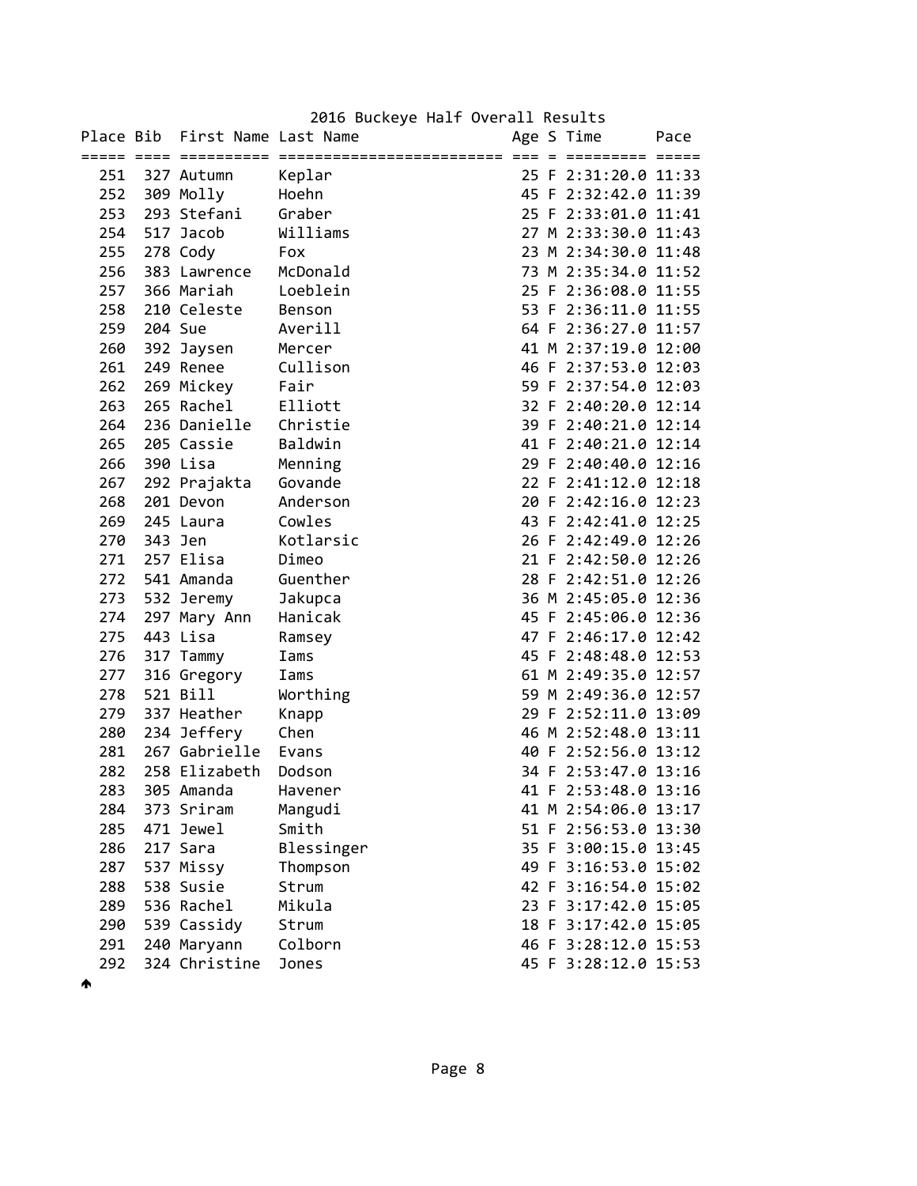# 2016 Buckeye Half Overall Results

| Place | Bib | First Name | Last Name | Age | S | Time | Pace |
|---|---|---|---|---|---|---|---|
| 251 | 327 | Autumn | Keplar | 25 | F | 2:31:20.0 | 11:33 |
| 252 | 309 | Molly | Hoehn | 45 | F | 2:32:42.0 | 11:39 |
| 253 | 293 | Stefani | Graber | 25 | F | 2:33:01.0 | 11:41 |
| 254 | 517 | Jacob | Williams | 27 | M | 2:33:30.0 | 11:43 |
| 255 | 278 | Cody | Fox | 23 | M | 2:34:30.0 | 11:48 |
| 256 | 383 | Lawrence | McDonald | 73 | M | 2:35:34.0 | 11:52 |
| 257 | 366 | Mariah | Loeblein | 25 | F | 2:36:08.0 | 11:55 |
| 258 | 210 | Celeste | Benson | 53 | F | 2:36:11.0 | 11:55 |
| 259 | 204 | Sue | Averill | 64 | F | 2:36:27.0 | 11:57 |
| 260 | 392 | Jaysen | Mercer | 41 | M | 2:37:19.0 | 12:00 |
| 261 | 249 | Renee | Cullison | 46 | F | 2:37:53.0 | 12:03 |
| 262 | 269 | Mickey | Fair | 59 | F | 2:37:54.0 | 12:03 |
| 263 | 265 | Rachel | Elliott | 32 | F | 2:40:20.0 | 12:14 |
| 264 | 236 | Danielle | Christie | 39 | F | 2:40:21.0 | 12:14 |
| 265 | 205 | Cassie | Baldwin | 41 | F | 2:40:21.0 | 12:14 |
| 266 | 390 | Lisa | Menning | 29 | F | 2:40:40.0 | 12:16 |
| 267 | 292 | Prajakta | Govande | 22 | F | 2:41:12.0 | 12:18 |
| 268 | 201 | Devon | Anderson | 20 | F | 2:42:16.0 | 12:23 |
| 269 | 245 | Laura | Cowles | 43 | F | 2:42:41.0 | 12:25 |
| 270 | 343 | Jen | Kotlarsic | 26 | F | 2:42:49.0 | 12:26 |
| 271 | 257 | Elisa | Dimeo | 21 | F | 2:42:50.0 | 12:26 |
| 272 | 541 | Amanda | Guenther | 28 | F | 2:42:51.0 | 12:26 |
| 273 | 532 | Jeremy | Jakupca | 36 | M | 2:45:05.0 | 12:36 |
| 274 | 297 | Mary Ann | Hanicak | 45 | F | 2:45:06.0 | 12:36 |
| 275 | 443 | Lisa | Ramsey | 47 | F | 2:46:17.0 | 12:42 |
| 276 | 317 | Tammy | Iams | 45 | F | 2:48:48.0 | 12:53 |
| 277 | 316 | Gregory | Iams | 61 | M | 2:49:35.0 | 12:57 |
| 278 | 521 | Bill | Worthing | 59 | M | 2:49:36.0 | 12:57 |
| 279 | 337 | Heather | Knapp | 29 | F | 2:52:11.0 | 13:09 |
| 280 | 234 | Jeffery | Chen | 46 | M | 2:52:48.0 | 13:11 |
| 281 | 267 | Gabrielle | Evans | 40 | F | 2:52:56.0 | 13:12 |
| 282 | 258 | Elizabeth | Dodson | 34 | F | 2:53:47.0 | 13:16 |
| 283 | 305 | Amanda | Havener | 41 | F | 2:53:48.0 | 13:16 |
| 284 | 373 | Sriram | Mangudi | 41 | M | 2:54:06.0 | 13:17 |
| 285 | 471 | Jewel | Smith | 51 | F | 2:56:53.0 | 13:30 |
| 286 | 217 | Sara | Blessinger | 35 | F | 3:00:15.0 | 13:45 |
| 287 | 537 | Missy | Thompson | 49 | F | 3:16:53.0 | 15:02 |
| 288 | 538 | Susie | Strum | 42 | F | 3:16:54.0 | 15:02 |
| 289 | 536 | Rachel | Mikula | 23 | F | 3:17:42.0 | 15:05 |
| 290 | 539 | Cassidy | Strum | 18 | F | 3:17:42.0 | 15:05 |
| 291 | 240 | Maryann | Colborn | 46 | F | 3:28:12.0 | 15:53 |
| 292 | 324 | Christine | Jones | 45 | F | 3:28:12.0 | 15:53 |